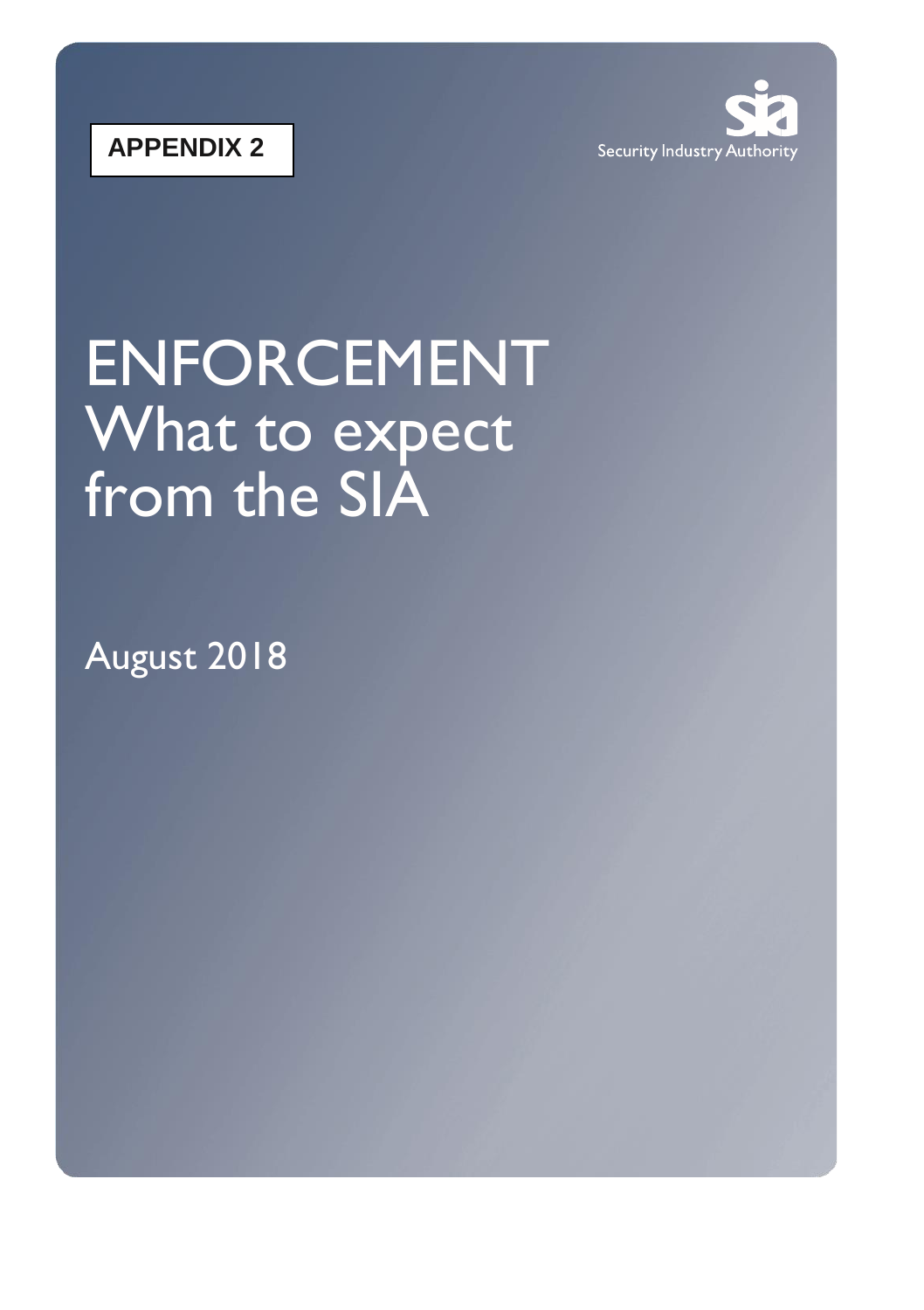**APPENDIX 2**

Security Industry Authority

# ENFORCEMENT What to expect from the SIA

August 2018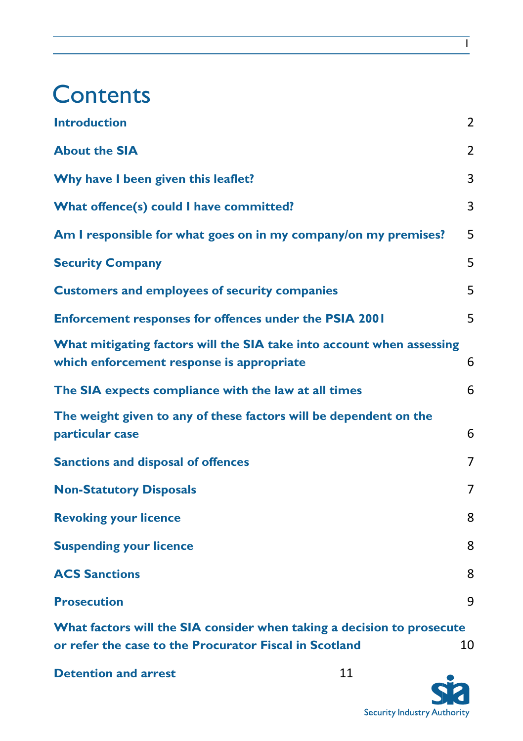# Contents

| | |
|---|---|
| **Introduction** | 2 |
| **About the SIA** | 2 |
| **Why have I been given this leaflet?** | 3 |
| **What offence(s) could I have committed?** | 3 |
| **Am I responsible for what goes on in my company/on my premises?** | 5 |
| **Security Company** | 5 |
| **Customers and employees of security companies** | 5 |
| **Enforcement responses for offences under the PSIA 2001** | 5 |
| **What mitigating factors will the SIA take into account when assessing which enforcement response is appropriate** | 6 |
| **The SIA expects compliance with the law at all times** | 6 |
| **The weight given to any of these factors will be dependent on the particular case** | 6 |
| **Sanctions and disposal of offences** | 7 |
| **Non-Statutory Disposals** | 7 |
| **Revoking your licence** | 8 |
| **Suspending your licence** | 8 |
| **ACS Sanctions** | 8 |
| **Prosecution** | 9 |
| **What factors will the SIA consider when taking a decision to prosecute or refer the case to the Procurator Fiscal in Scotland** | 10 |
| **Detention and arrest** | 11 |

Security Industry Authority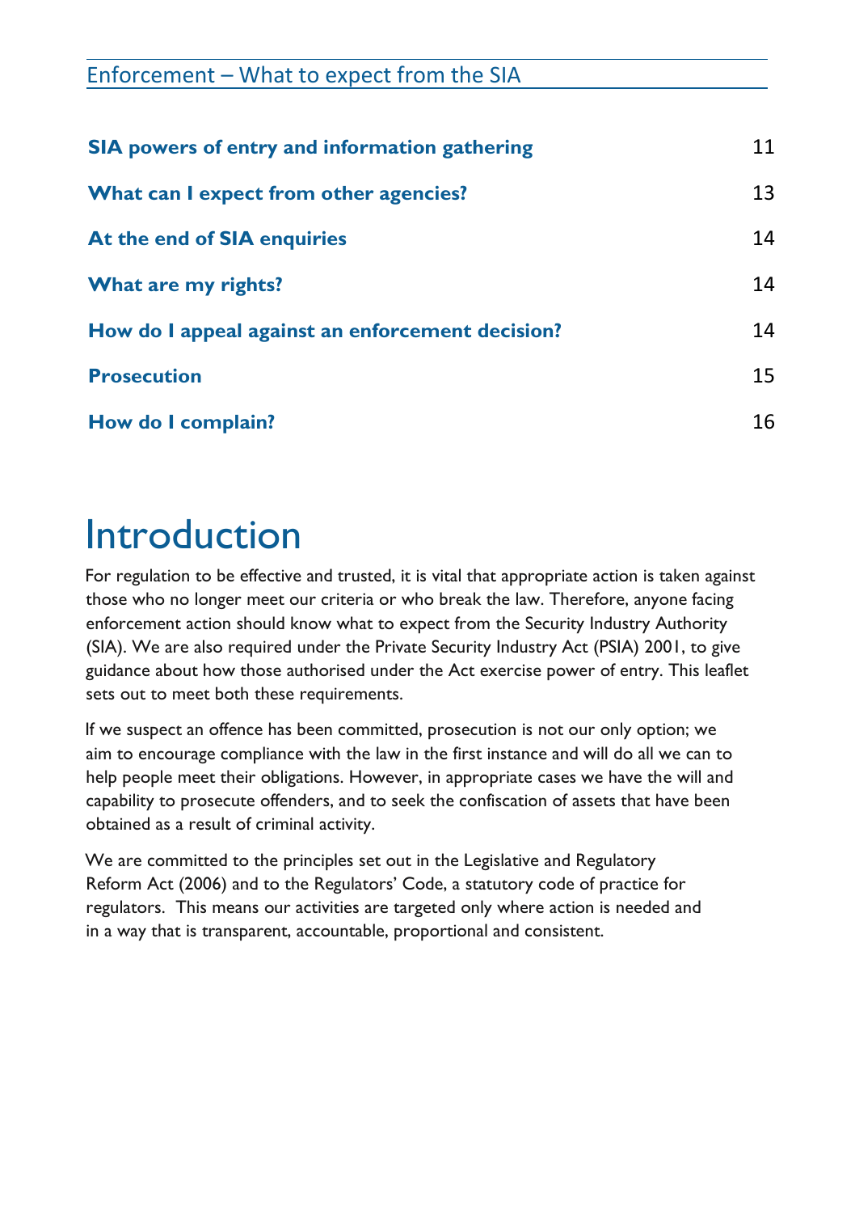| | |
|---|---|
| **SIA powers of entry and information gathering** | 11 |
| **What can I expect from other agencies?** | 13 |
| **At the end of SIA enquiries** | 14 |
| **What are my rights?** | 14 |
| **How do I appeal against an enforcement decision?** | 14 |
| **Prosecution** | 15 |
| **How do I complain?** | 16 |

# Introduction

For regulation to be effective and trusted, it is vital that appropriate action is taken against those who no longer meet our criteria or who break the law. Therefore, anyone facing enforcement action should know what to expect from the Security Industry Authority (SIA). We are also required under the Private Security Industry Act (PSIA) 2001, to give guidance about how those authorised under the Act exercise power of entry. This leaflet sets out to meet both these requirements.

If we suspect an offence has been committed, prosecution is not our only option; we aim to encourage compliance with the law in the first instance and will do all we can to help people meet their obligations. However, in appropriate cases we have the will and capability to prosecute offenders, and to seek the confiscation of assets that have been obtained as a result of criminal activity.

We are committed to the principles set out in the Legislative and Regulatory Reform Act (2006) and to the Regulators' Code, a statutory code of practice for regulators. This means our activities are targeted only where action is needed and in a way that is transparent, accountable, proportional and consistent.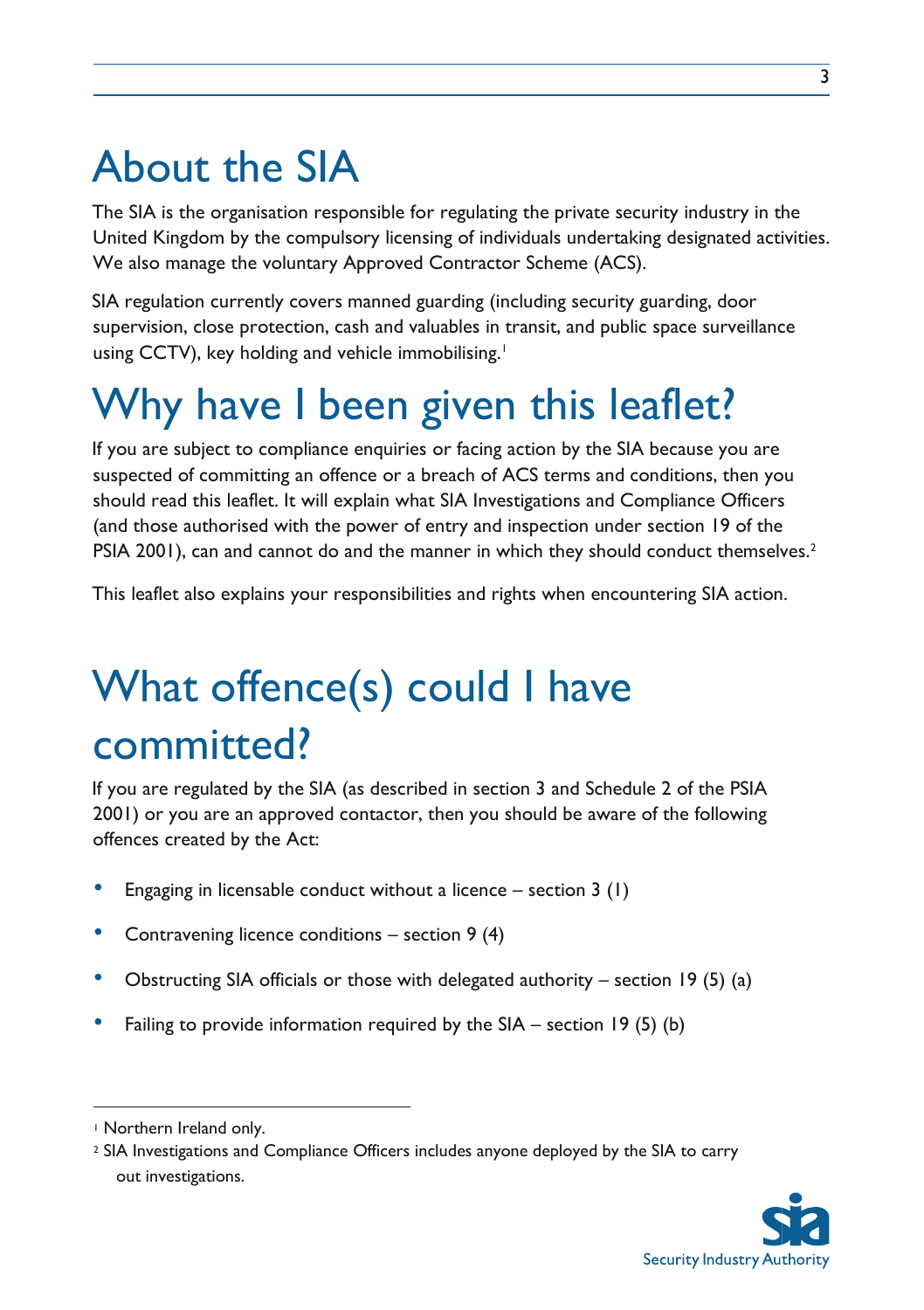# About the SIA

The SIA is the organisation responsible for regulating the private security industry in the United Kingdom by the compulsory licensing of individuals undertaking designated activities. We also manage the voluntary Approved Contractor Scheme (ACS).

SIA regulation currently covers manned guarding (including security guarding, door supervision, close protection, cash and valuables in transit, and public space surveillance using CCTV), key holding and vehicle immobilising.[1]

# Why have I been given this leaflet?

If you are subject to compliance enquiries or facing action by the SIA because you are suspected of committing an offence or a breach of ACS terms and conditions, then you should read this leaflet. It will explain what SIA Investigations and Compliance Officers (and those authorised with the power of entry and inspection under section 19 of the PSIA 2001), can and cannot do and the manner in which they should conduct themselves.[2]

This leaflet also explains your responsibilities and rights when encountering SIA action.

# What offence(s) could I have committed?

If you are regulated by the SIA (as described in section 3 and Schedule 2 of the PSIA 2001) or you are an approved contactor, then you should be aware of the following offences created by the Act:

- Engaging in licensable conduct without a licence – section 3 (1)
- Contravening licence conditions – section 9 (4)
- Obstructing SIA officials or those with delegated authority – section 19 (5) (a)
- Failing to provide information required by the SIA – section 19 (5) (b)

---

[1] Northern Ireland only.

[2] SIA Investigations and Compliance Officers includes anyone deployed by the SIA to carry out investigations.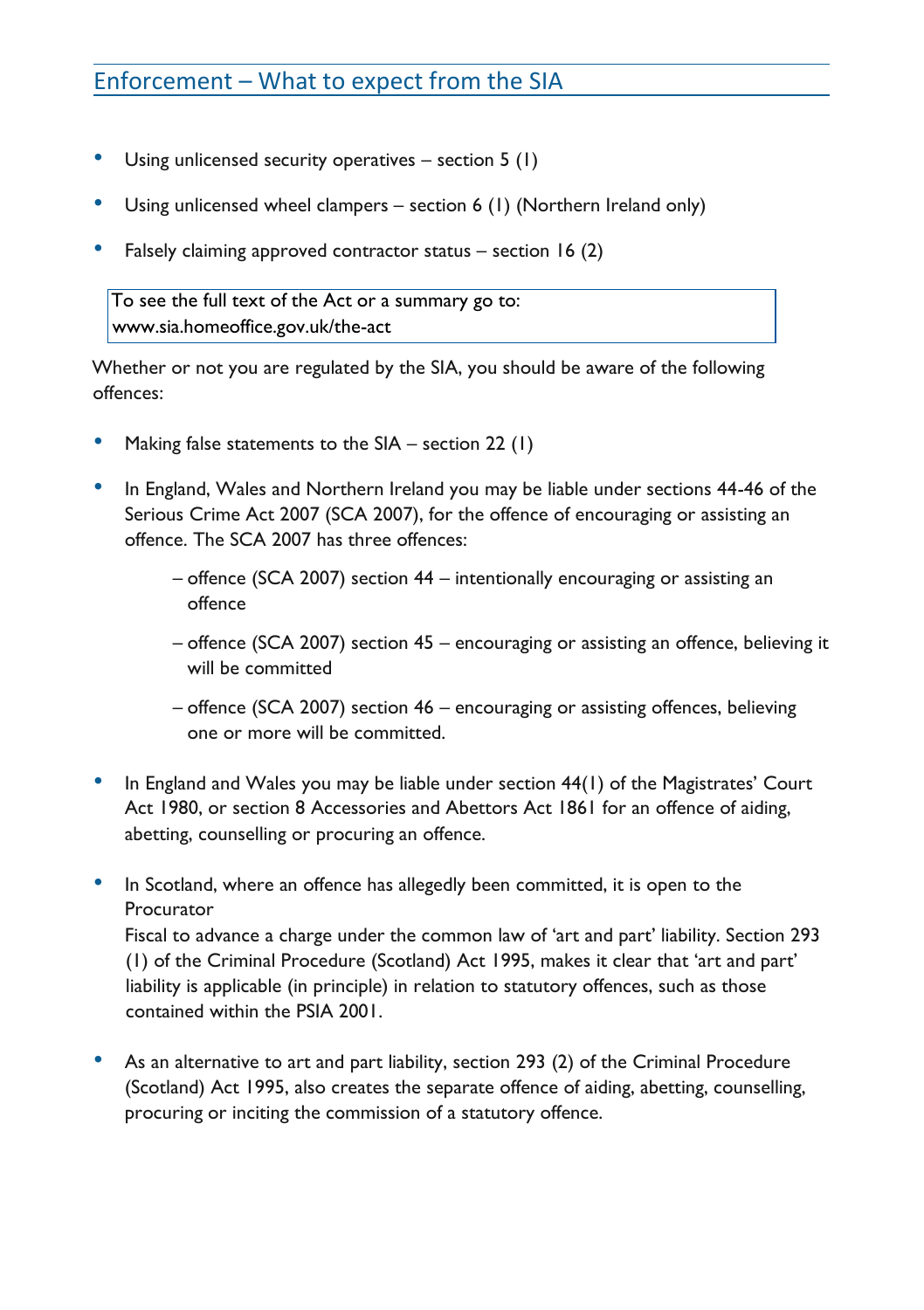## Enforcement – What to expect from the SIA

- Using unlicensed security operatives – section 5 (1)
- Using unlicensed wheel clampers – section 6 (1) (Northern Ireland only)
- Falsely claiming approved contractor status – section 16 (2)

To see the full text of the Act or a summary go to:
www.sia.homeoffice.gov.uk/the-act

Whether or not you are regulated by the SIA, you should be aware of the following offences:

- Making false statements to the SIA – section 22 (1)
- In England, Wales and Northern Ireland you may be liable under sections 44-46 of the Serious Crime Act 2007 (SCA 2007), for the offence of encouraging or assisting an offence. The SCA 2007 has three offences:
    - offence (SCA 2007) section 44 – intentionally encouraging or assisting an offence
    - offence (SCA 2007) section 45 – encouraging or assisting an offence, believing it will be committed
    - offence (SCA 2007) section 46 – encouraging or assisting offences, believing one or more will be committed.
- In England and Wales you may be liable under section 44(1) of the Magistrates' Court Act 1980, or section 8 Accessories and Abettors Act 1861 for an offence of aiding, abetting, counselling or procuring an offence.
- In Scotland, where an offence has allegedly been committed, it is open to the Procurator Fiscal to advance a charge under the common law of 'art and part' liability. Section 293 (1) of the Criminal Procedure (Scotland) Act 1995, makes it clear that 'art and part' liability is applicable (in principle) in relation to statutory offences, such as those contained within the PSIA 2001.
- As an alternative to art and part liability, section 293 (2) of the Criminal Procedure (Scotland) Act 1995, also creates the separate offence of aiding, abetting, counselling, procuring or inciting the commission of a statutory offence.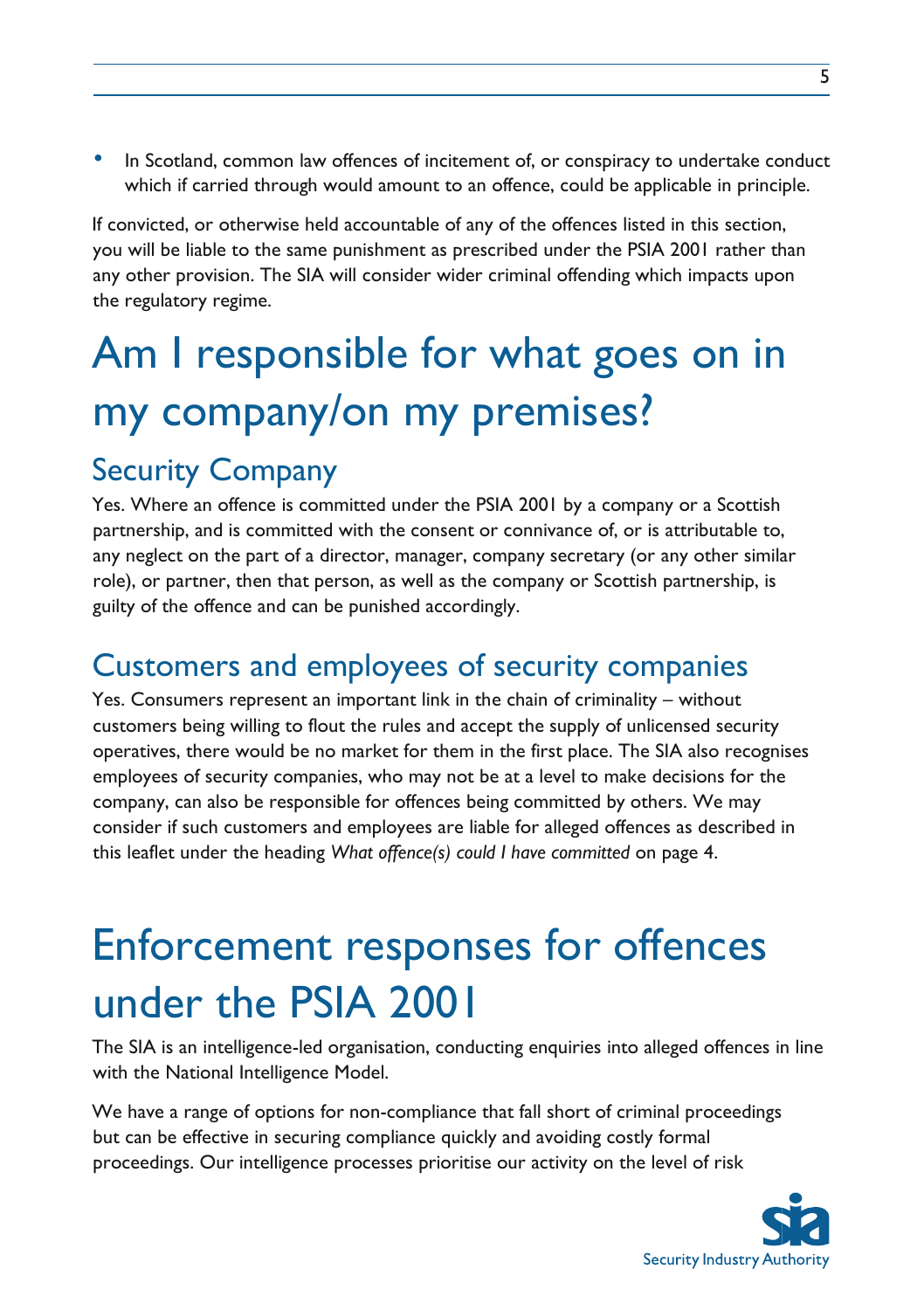- In Scotland, common law offences of incitement of, or conspiracy to undertake conduct which if carried through would amount to an offence, could be applicable in principle.

If convicted, or otherwise held accountable of any of the offences listed in this section, you will be liable to the same punishment as prescribed under the PSIA 2001 rather than any other provision. The SIA will consider wider criminal offending which impacts upon the regulatory regime.

# Am I responsible for what goes on in my company/on my premises?

## Security Company

Yes. Where an offence is committed under the PSIA 2001 by a company or a Scottish partnership, and is committed with the consent or connivance of, or is attributable to, any neglect on the part of a director, manager, company secretary (or any other similar role), or partner, then that person, as well as the company or Scottish partnership, is guilty of the offence and can be punished accordingly.

## Customers and employees of security companies

Yes. Consumers represent an important link in the chain of criminality – without customers being willing to flout the rules and accept the supply of unlicensed security operatives, there would be no market for them in the first place. The SIA also recognises employees of security companies, who may not be at a level to make decisions for the company, can also be responsible for offences being committed by others. We may consider if such customers and employees are liable for alleged offences as described in this leaflet under the heading *What offence(s) could I have committed* on page 4.

# Enforcement responses for offences under the PSIA 2001

The SIA is an intelligence-led organisation, conducting enquiries into alleged offences in line with the National Intelligence Model.

We have a range of options for non-compliance that fall short of criminal proceedings but can be effective in securing compliance quickly and avoiding costly formal proceedings. Our intelligence processes prioritise our activity on the level of risk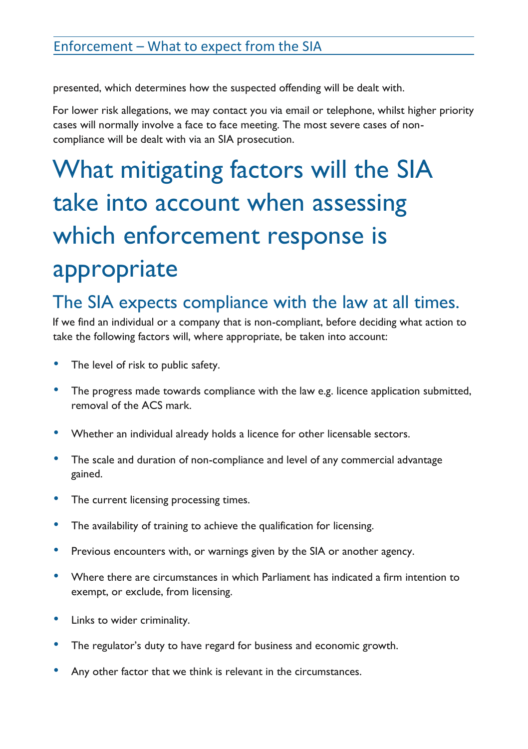presented, which determines how the suspected offending will be dealt with.

For lower risk allegations, we may contact you via email or telephone, whilst higher priority cases will normally involve a face to face meeting. The most severe cases of non-compliance will be dealt with via an SIA prosecution.

# What mitigating factors will the SIA take into account when assessing which enforcement response is appropriate

## The SIA expects compliance with the law at all times.

If we find an individual or a company that is non-compliant, before deciding what action to take the following factors will, where appropriate, be taken into account:

- The level of risk to public safety.
- The progress made towards compliance with the law e.g. licence application submitted, removal of the ACS mark.
- Whether an individual already holds a licence for other licensable sectors.
- The scale and duration of non-compliance and level of any commercial advantage gained.
- The current licensing processing times.
- The availability of training to achieve the qualification for licensing.
- Previous encounters with, or warnings given by the SIA or another agency.
- Where there are circumstances in which Parliament has indicated a firm intention to exempt, or exclude, from licensing.
- Links to wider criminality.
- The regulator's duty to have regard for business and economic growth.
- Any other factor that we think is relevant in the circumstances.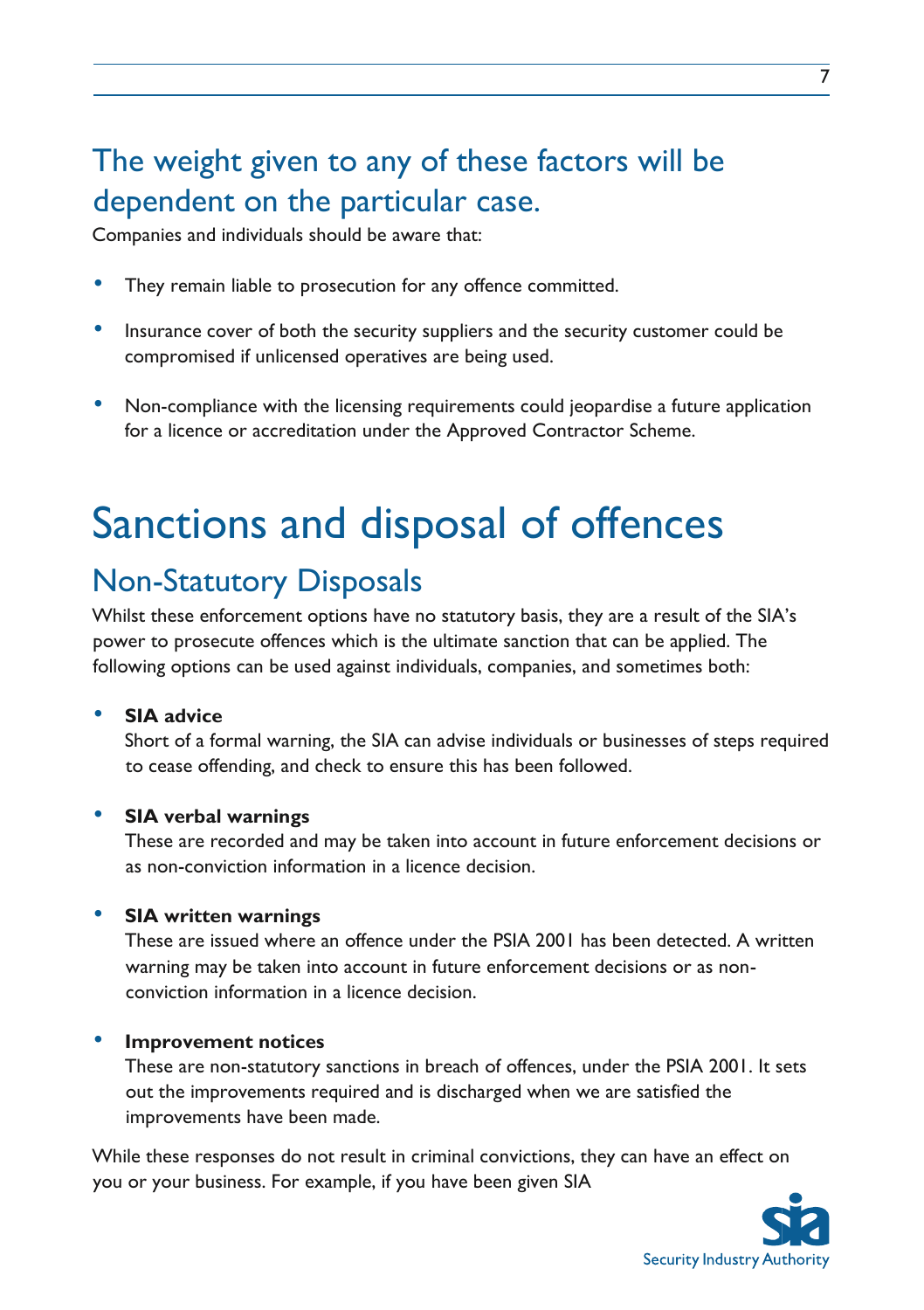## The weight given to any of these factors will be dependent on the particular case.

Companies and individuals should be aware that:

- They remain liable to prosecution for any offence committed.
- Insurance cover of both the security suppliers and the security customer could be compromised if unlicensed operatives are being used.
- Non-compliance with the licensing requirements could jeopardise a future application for a licence or accreditation under the Approved Contractor Scheme.

# Sanctions and disposal of offences

## Non-Statutory Disposals

Whilst these enforcement options have no statutory basis, they are a result of the SIA's power to prosecute offences which is the ultimate sanction that can be applied. The following options can be used against individuals, companies, and sometimes both:

- **SIA advice**
  Short of a formal warning, the SIA can advise individuals or businesses of steps required to cease offending, and check to ensure this has been followed.
- **SIA verbal warnings**
  These are recorded and may be taken into account in future enforcement decisions or as non-conviction information in a licence decision.
- **SIA written warnings**
  These are issued where an offence under the PSIA 2001 has been detected. A written warning may be taken into account in future enforcement decisions or as non-conviction information in a licence decision.
- **Improvement notices**
  These are non-statutory sanctions in breach of offences, under the PSIA 2001. It sets out the improvements required and is discharged when we are satisfied the improvements have been made.

While these responses do not result in criminal convictions, they can have an effect on you or your business. For example, if you have been given SIA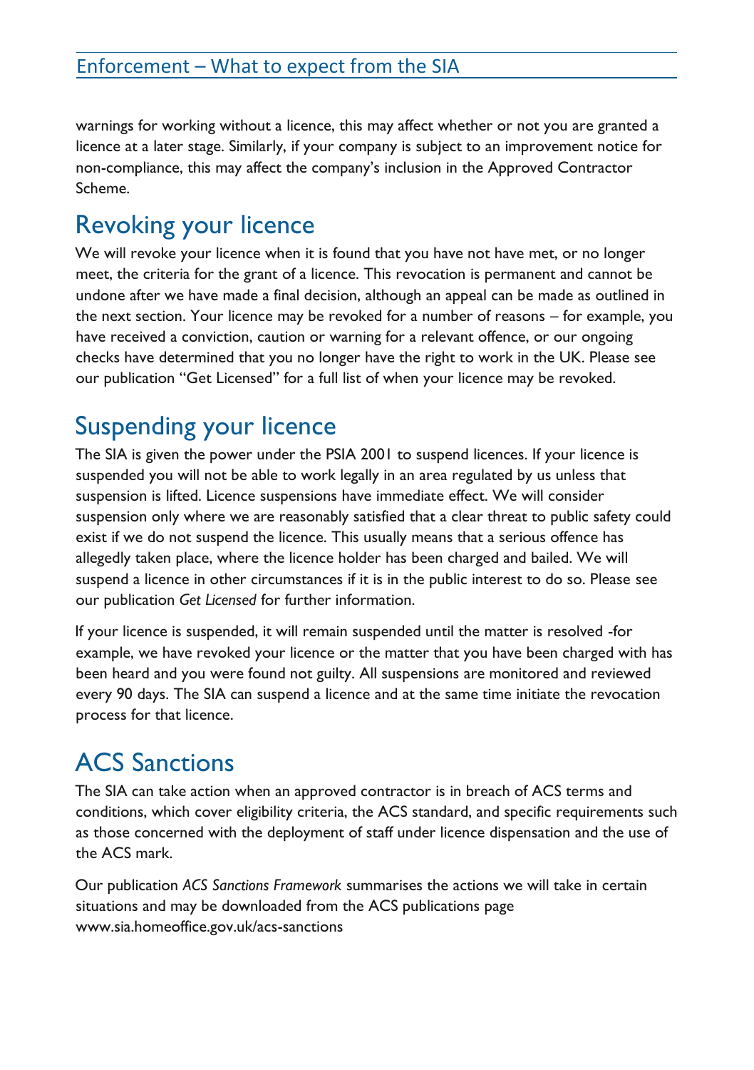warnings for working without a licence, this may affect whether or not you are granted a licence at a later stage. Similarly, if your company is subject to an improvement notice for non-compliance, this may affect the company's inclusion in the Approved Contractor Scheme.

## Revoking your licence

We will revoke your licence when it is found that you have not have met, or no longer meet, the criteria for the grant of a licence. This revocation is permanent and cannot be undone after we have made a final decision, although an appeal can be made as outlined in the next section. Your licence may be revoked for a number of reasons – for example, you have received a conviction, caution or warning for a relevant offence, or our ongoing checks have determined that you no longer have the right to work in the UK. Please see our publication "Get Licensed" for a full list of when your licence may be revoked.

## Suspending your licence

The SIA is given the power under the PSIA 2001 to suspend licences. If your licence is suspended you will not be able to work legally in an area regulated by us unless that suspension is lifted. Licence suspensions have immediate effect. We will consider suspension only where we are reasonably satisfied that a clear threat to public safety could exist if we do not suspend the licence. This usually means that a serious offence has allegedly taken place, where the licence holder has been charged and bailed. We will suspend a licence in other circumstances if it is in the public interest to do so. Please see our publication *Get Licensed* for further information.

If your licence is suspended, it will remain suspended until the matter is resolved -for example, we have revoked your licence or the matter that you have been charged with has been heard and you were found not guilty. All suspensions are monitored and reviewed every 90 days. The SIA can suspend a licence and at the same time initiate the revocation process for that licence.

## ACS Sanctions

The SIA can take action when an approved contractor is in breach of ACS terms and conditions, which cover eligibility criteria, the ACS standard, and specific requirements such as those concerned with the deployment of staff under licence dispensation and the use of the ACS mark.

Our publication *ACS Sanctions Framework* summarises the actions we will take in certain situations and may be downloaded from the ACS publications page www.sia.homeoffice.gov.uk/acs-sanctions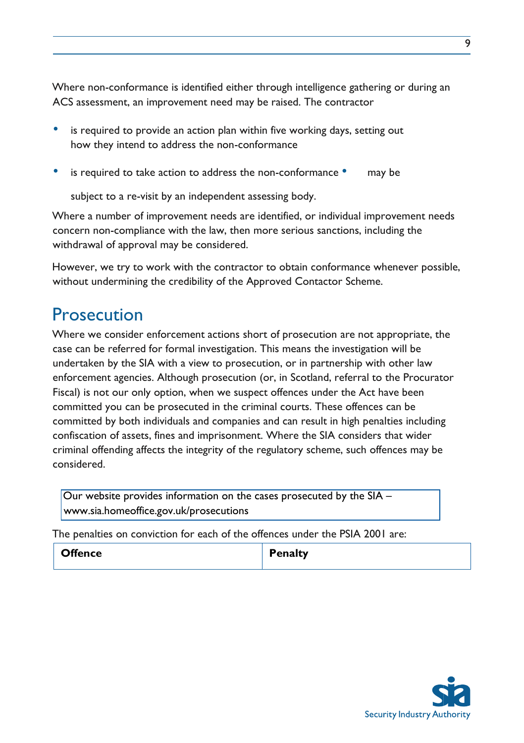Where non-conformance is identified either through intelligence gathering or during an ACS assessment, an improvement need may be raised. The contractor

- is required to provide an action plan within five working days, setting out how they intend to address the non-conformance
- is required to take action to address the non-conformance
- may be subject to a re-visit by an independent assessing body.

Where a number of improvement needs are identified, or individual improvement needs concern non-compliance with the law, then more serious sanctions, including the withdrawal of approval may be considered.

However, we try to work with the contractor to obtain conformance whenever possible, without undermining the credibility of the Approved Contactor Scheme.

## Prosecution

Where we consider enforcement actions short of prosecution are not appropriate, the case can be referred for formal investigation. This means the investigation will be undertaken by the SIA with a view to prosecution, or in partnership with other law enforcement agencies. Although prosecution (or, in Scotland, referral to the Procurator Fiscal) is not our only option, when we suspect offences under the Act have been committed you can be prosecuted in the criminal courts. These offences can be committed by both individuals and companies and can result in high penalties including confiscation of assets, fines and imprisonment. Where the SIA considers that wider criminal offending affects the integrity of the regulatory scheme, such offences may be considered.

Our website provides information on the cases prosecuted by the SIA – www.sia.homeoffice.gov.uk/prosecutions

The penalties on conviction for each of the offences under the PSIA 2001 are:

| **Offence** | **Penalty** |
|---|---|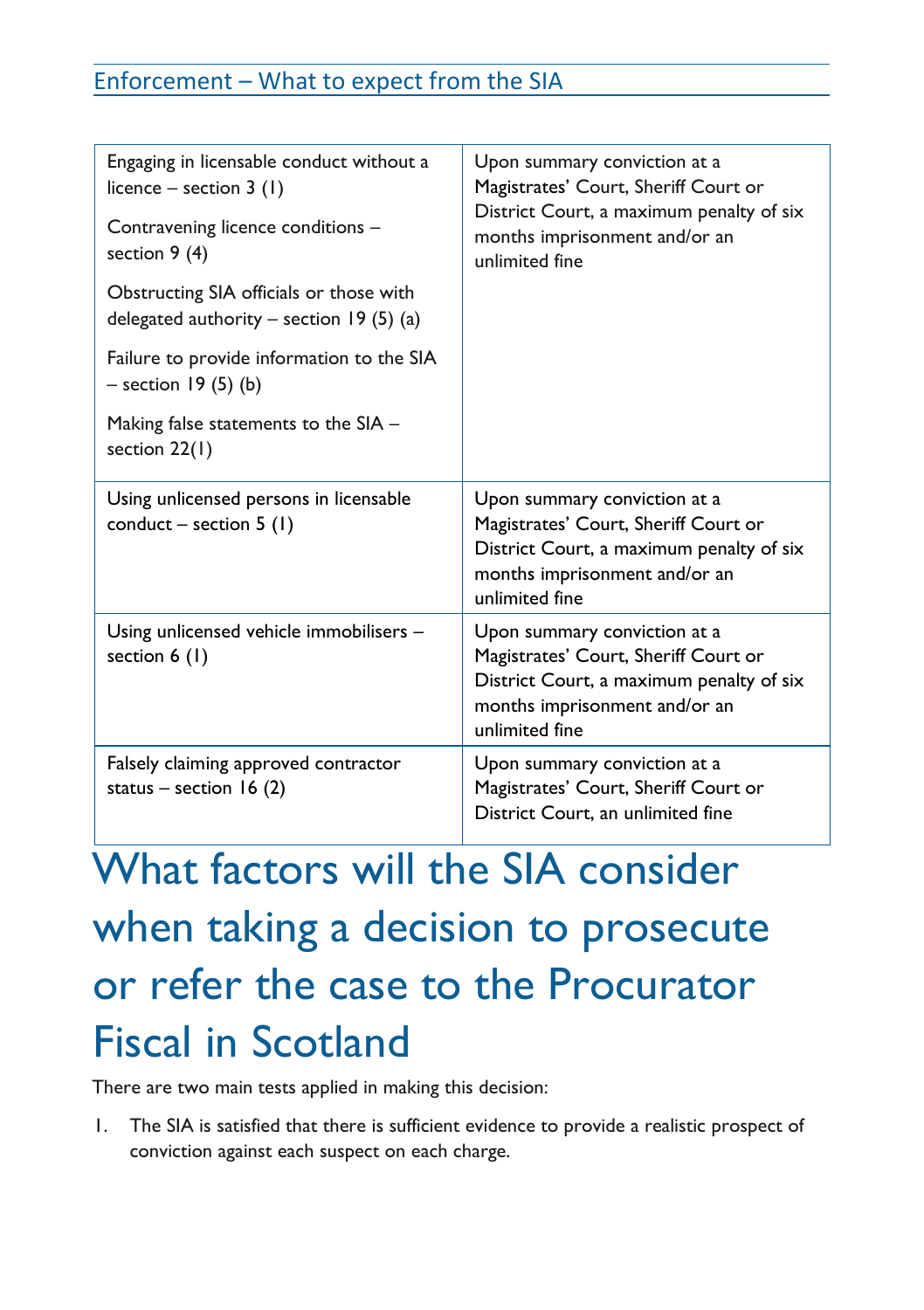| Offence | Penalty |
|---|---|
| Engaging in licensable conduct without a licence – section 3 (1)<br><br>Contravening licence conditions – section 9 (4)<br><br>Obstructing SIA officials or those with delegated authority – section 19 (5) (a)<br><br>Failure to provide information to the SIA – section 19 (5) (b)<br><br>Making false statements to the SIA – section 22(1) | Upon summary conviction at a Magistrates' Court, Sheriff Court or District Court, a maximum penalty of six months imprisonment and/or an unlimited fine |
| Using unlicensed persons in licensable conduct – section 5 (1) | Upon summary conviction at a Magistrates' Court, Sheriff Court or District Court, a maximum penalty of six months imprisonment and/or an unlimited fine |
| Using unlicensed vehicle immobilisers – section 6 (1) | Upon summary conviction at a Magistrates' Court, Sheriff Court or District Court, a maximum penalty of six months imprisonment and/or an unlimited fine |
| Falsely claiming approved contractor status – section 16 (2) | Upon summary conviction at a Magistrates' Court, Sheriff Court or District Court, an unlimited fine |

# What factors will the SIA consider when taking a decision to prosecute or refer the case to the Procurator Fiscal in Scotland

There are two main tests applied in making this decision:

1. The SIA is satisfied that there is sufficient evidence to provide a realistic prospect of conviction against each suspect on each charge.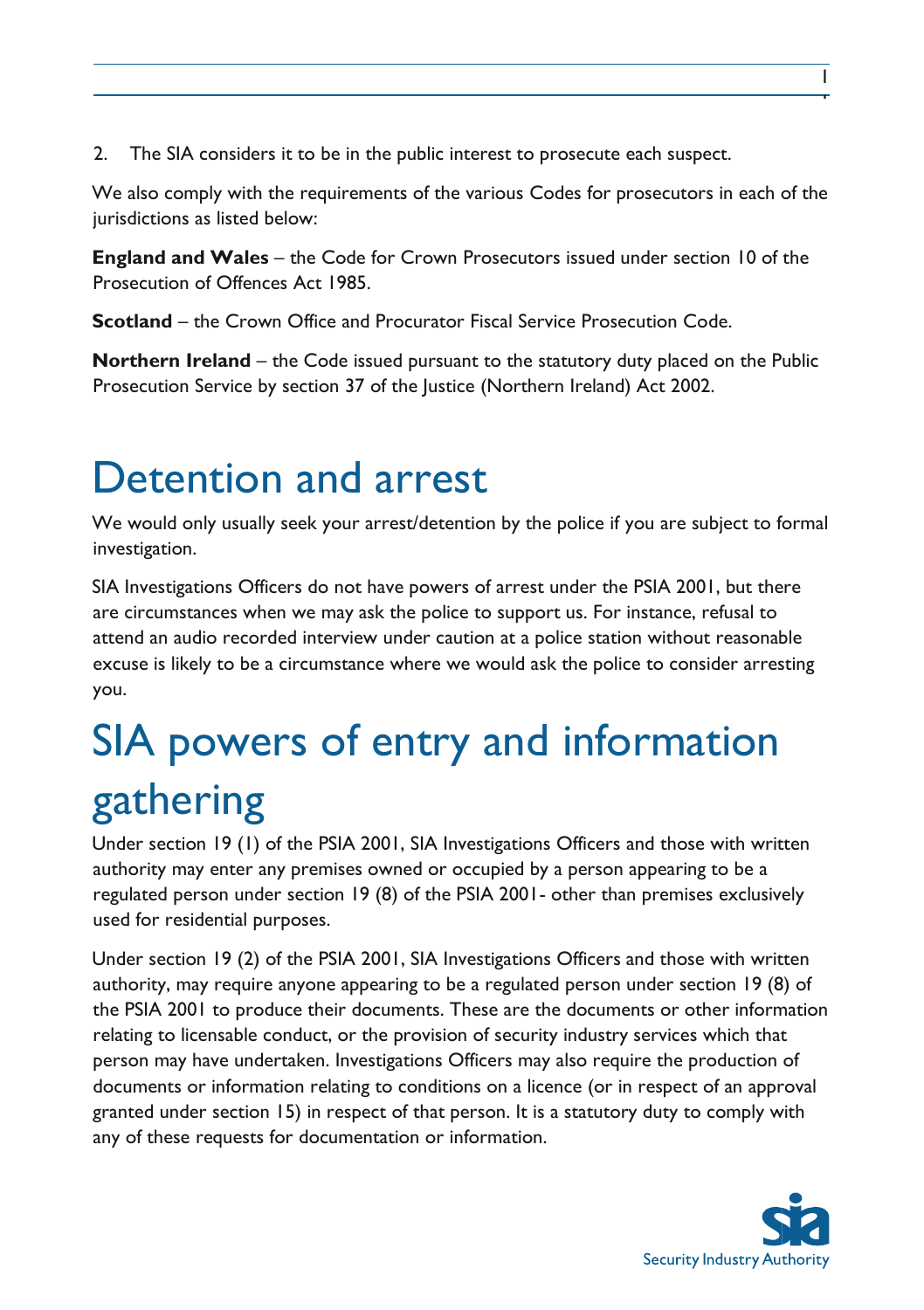2. The SIA considers it to be in the public interest to prosecute each suspect.

We also comply with the requirements of the various Codes for prosecutors in each of the jurisdictions as listed below:

**England and Wales** – the Code for Crown Prosecutors issued under section 10 of the Prosecution of Offences Act 1985.

**Scotland** – the Crown Office and Procurator Fiscal Service Prosecution Code.

**Northern Ireland** – the Code issued pursuant to the statutory duty placed on the Public Prosecution Service by section 37 of the Justice (Northern Ireland) Act 2002.

# Detention and arrest

We would only usually seek your arrest/detention by the police if you are subject to formal investigation.

SIA Investigations Officers do not have powers of arrest under the PSIA 2001, but there are circumstances when we may ask the police to support us. For instance, refusal to attend an audio recorded interview under caution at a police station without reasonable excuse is likely to be a circumstance where we would ask the police to consider arresting you.

# SIA powers of entry and information gathering

Under section 19 (1) of the PSIA 2001, SIA Investigations Officers and those with written authority may enter any premises owned or occupied by a person appearing to be a regulated person under section 19 (8) of the PSIA 2001- other than premises exclusively used for residential purposes.

Under section 19 (2) of the PSIA 2001, SIA Investigations Officers and those with written authority, may require anyone appearing to be a regulated person under section 19 (8) of the PSIA 2001 to produce their documents. These are the documents or other information relating to licensable conduct, or the provision of security industry services which that person may have undertaken. Investigations Officers may also require the production of documents or information relating to conditions on a licence (or in respect of an approval granted under section 15) in respect of that person. It is a statutory duty to comply with any of these requests for documentation or information.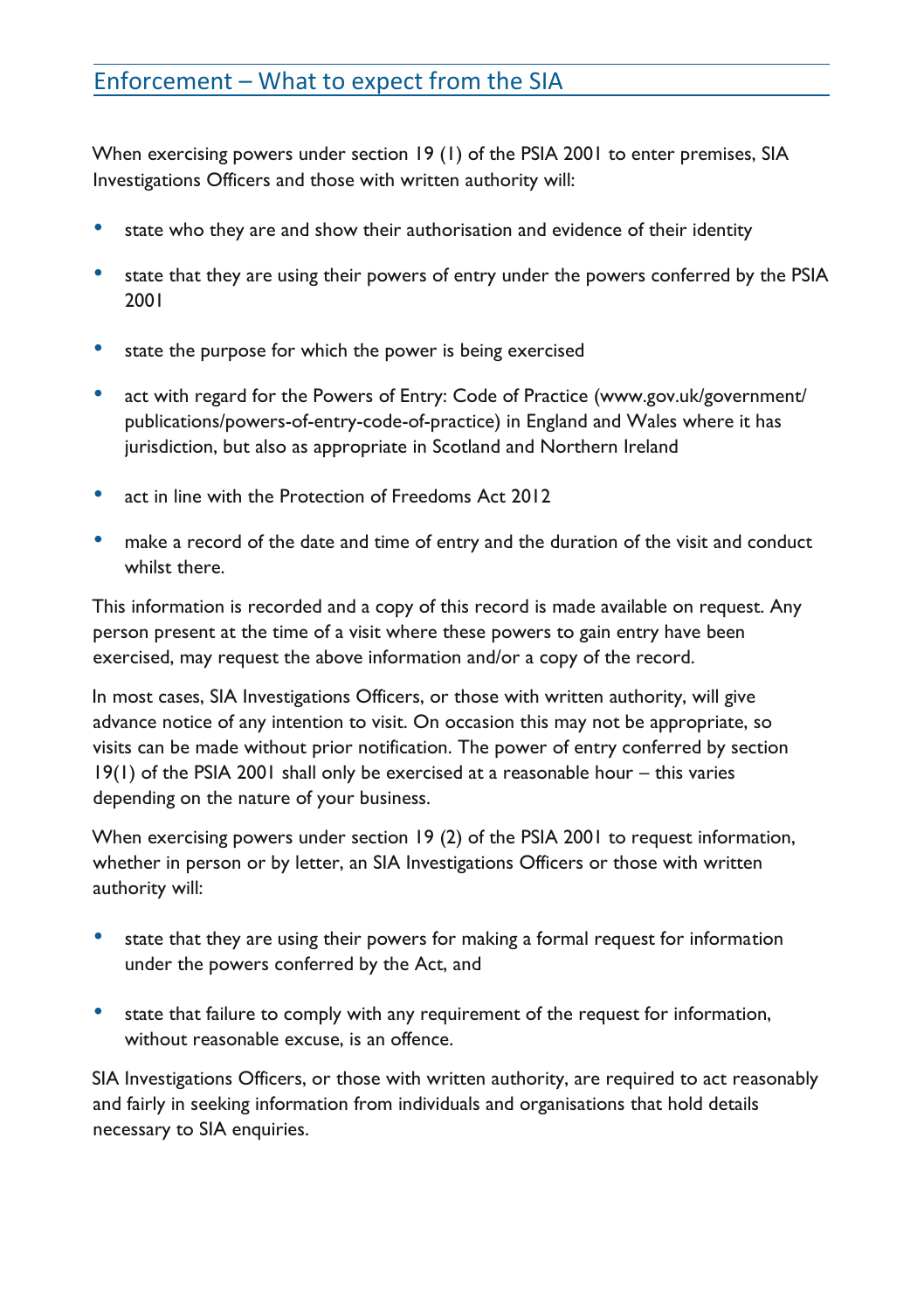## Enforcement – What to expect from the SIA

When exercising powers under section 19 (1) of the PSIA 2001 to enter premises, SIA Investigations Officers and those with written authority will:

- state who they are and show their authorisation and evidence of their identity
- state that they are using their powers of entry under the powers conferred by the PSIA 2001
- state the purpose for which the power is being exercised
- act with regard for the Powers of Entry: Code of Practice (www.gov.uk/government/publications/powers-of-entry-code-of-practice) in England and Wales where it has jurisdiction, but also as appropriate in Scotland and Northern Ireland
- act in line with the Protection of Freedoms Act 2012
- make a record of the date and time of entry and the duration of the visit and conduct whilst there.

This information is recorded and a copy of this record is made available on request. Any person present at the time of a visit where these powers to gain entry have been exercised, may request the above information and/or a copy of the record.

In most cases, SIA Investigations Officers, or those with written authority, will give advance notice of any intention to visit. On occasion this may not be appropriate, so visits can be made without prior notification. The power of entry conferred by section 19(1) of the PSIA 2001 shall only be exercised at a reasonable hour – this varies depending on the nature of your business.

When exercising powers under section 19 (2) of the PSIA 2001 to request information, whether in person or by letter, an SIA Investigations Officers or those with written authority will:

- state that they are using their powers for making a formal request for information under the powers conferred by the Act, and
- state that failure to comply with any requirement of the request for information, without reasonable excuse, is an offence.

SIA Investigations Officers, or those with written authority, are required to act reasonably and fairly in seeking information from individuals and organisations that hold details necessary to SIA enquiries.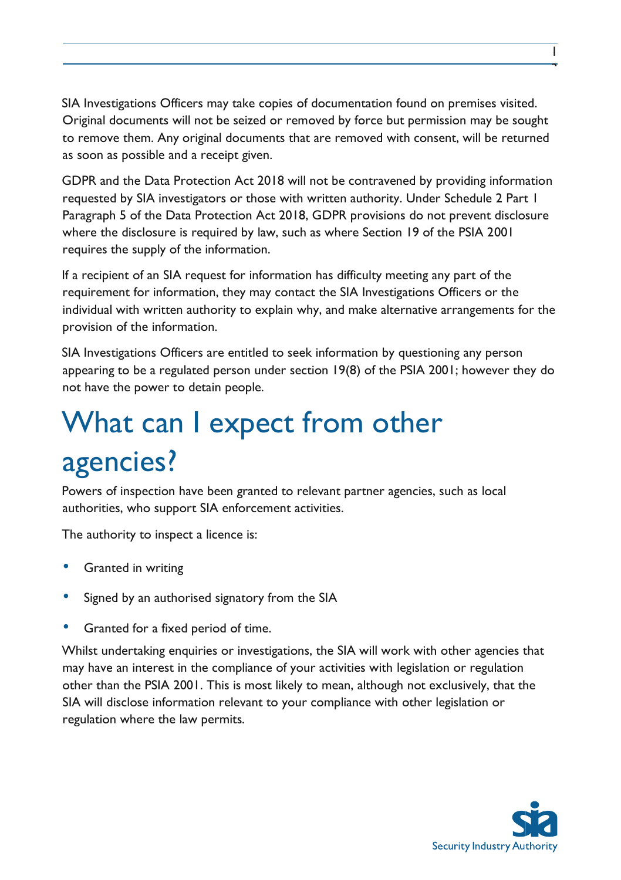SIA Investigations Officers may take copies of documentation found on premises visited. Original documents will not be seized or removed by force but permission may be sought to remove them. Any original documents that are removed with consent, will be returned as soon as possible and a receipt given.

GDPR and the Data Protection Act 2018 will not be contravened by providing information requested by SIA investigators or those with written authority. Under Schedule 2 Part 1 Paragraph 5 of the Data Protection Act 2018, GDPR provisions do not prevent disclosure where the disclosure is required by law, such as where Section 19 of the PSIA 2001 requires the supply of the information.

If a recipient of an SIA request for information has difficulty meeting any part of the requirement for information, they may contact the SIA Investigations Officers or the individual with written authority to explain why, and make alternative arrangements for the provision of the information.

SIA Investigations Officers are entitled to seek information by questioning any person appearing to be a regulated person under section 19(8) of the PSIA 2001; however they do not have the power to detain people.

# What can I expect from other agencies?

Powers of inspection have been granted to relevant partner agencies, such as local authorities, who support SIA enforcement activities.

The authority to inspect a licence is:

- Granted in writing
- Signed by an authorised signatory from the SIA
- Granted for a fixed period of time.

Whilst undertaking enquiries or investigations, the SIA will work with other agencies that may have an interest in the compliance of your activities with legislation or regulation other than the PSIA 2001. This is most likely to mean, although not exclusively, that the SIA will disclose information relevant to your compliance with other legislation or regulation where the law permits.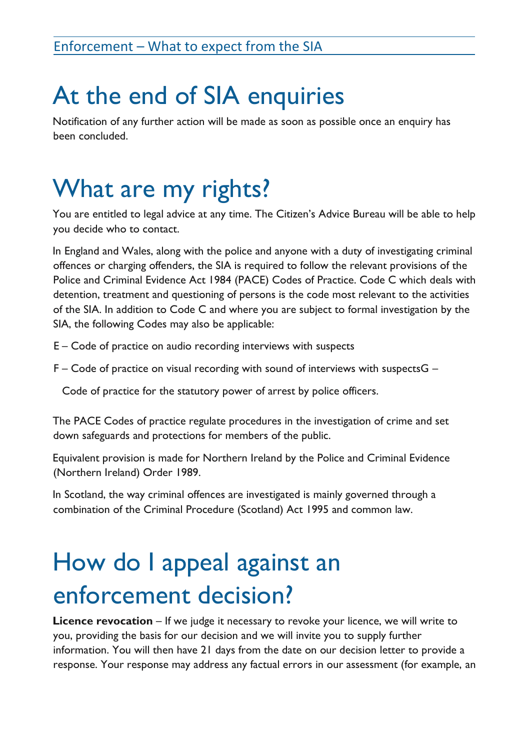# At the end of SIA enquiries

Notification of any further action will be made as soon as possible once an enquiry has been concluded.

# What are my rights?

You are entitled to legal advice at any time. The Citizen's Advice Bureau will be able to help you decide who to contact.

In England and Wales, along with the police and anyone with a duty of investigating criminal offences or charging offenders, the SIA is required to follow the relevant provisions of the Police and Criminal Evidence Act 1984 (PACE) Codes of Practice. Code C which deals with detention, treatment and questioning of persons is the code most relevant to the activities of the SIA. In addition to Code C and where you are subject to formal investigation by the SIA, the following Codes may also be applicable:

E – Code of practice on audio recording interviews with suspects

F – Code of practice on visual recording with sound of interviews with suspectsG –

Code of practice for the statutory power of arrest by police officers.

The PACE Codes of practice regulate procedures in the investigation of crime and set down safeguards and protections for members of the public.

Equivalent provision is made for Northern Ireland by the Police and Criminal Evidence (Northern Ireland) Order 1989.

In Scotland, the way criminal offences are investigated is mainly governed through a combination of the Criminal Procedure (Scotland) Act 1995 and common law.

# How do I appeal against an enforcement decision?

**Licence revocation** – If we judge it necessary to revoke your licence, we will write to you, providing the basis for our decision and we will invite you to supply further information. You will then have 21 days from the date on our decision letter to provide a response. Your response may address any factual errors in our assessment (for example, an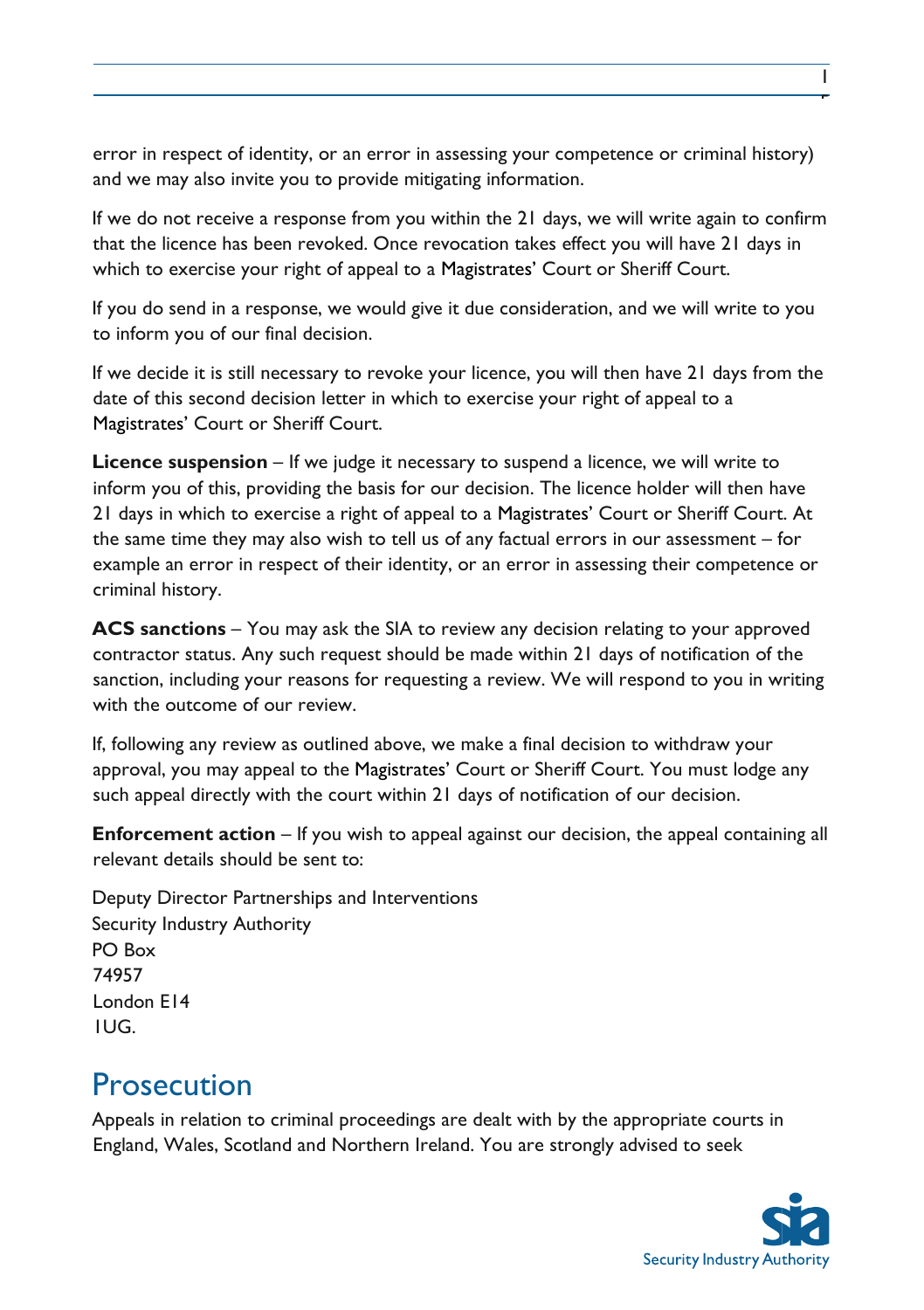error in respect of identity, or an error in assessing your competence or criminal history) and we may also invite you to provide mitigating information.

If we do not receive a response from you within the 21 days, we will write again to confirm that the licence has been revoked. Once revocation takes effect you will have 21 days in which to exercise your right of appeal to a Magistrates' Court or Sheriff Court.

If you do send in a response, we would give it due consideration, and we will write to you to inform you of our final decision.

If we decide it is still necessary to revoke your licence, you will then have 21 days from the date of this second decision letter in which to exercise your right of appeal to a Magistrates' Court or Sheriff Court.

**Licence suspension** – If we judge it necessary to suspend a licence, we will write to inform you of this, providing the basis for our decision. The licence holder will then have 21 days in which to exercise a right of appeal to a Magistrates' Court or Sheriff Court. At the same time they may also wish to tell us of any factual errors in our assessment – for example an error in respect of their identity, or an error in assessing their competence or criminal history.

**ACS sanctions** – You may ask the SIA to review any decision relating to your approved contractor status. Any such request should be made within 21 days of notification of the sanction, including your reasons for requesting a review. We will respond to you in writing with the outcome of our review.

If, following any review as outlined above, we make a final decision to withdraw your approval, you may appeal to the Magistrates' Court or Sheriff Court. You must lodge any such appeal directly with the court within 21 days of notification of our decision.

**Enforcement action** – If you wish to appeal against our decision, the appeal containing all relevant details should be sent to:

Deputy Director Partnerships and Interventions
Security Industry Authority
PO Box
74957
London E14
1UG.

## Prosecution

Appeals in relation to criminal proceedings are dealt with by the appropriate courts in England, Wales, Scotland and Northern Ireland. You are strongly advised to seek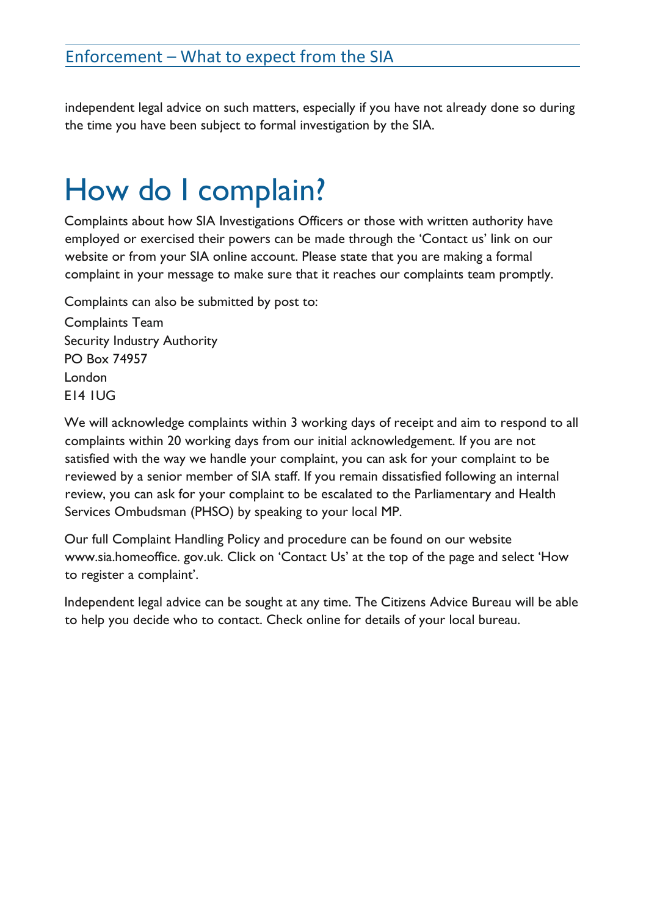independent legal advice on such matters, especially if you have not already done so during the time you have been subject to formal investigation by the SIA.

# How do I complain?

Complaints about how SIA Investigations Officers or those with written authority have employed or exercised their powers can be made through the 'Contact us' link on our website or from your SIA online account. Please state that you are making a formal complaint in your message to make sure that it reaches our complaints team promptly.

Complaints can also be submitted by post to:

Complaints Team
Security Industry Authority
PO Box 74957
London
E14 1UG

We will acknowledge complaints within 3 working days of receipt and aim to respond to all complaints within 20 working days from our initial acknowledgement. If you are not satisfied with the way we handle your complaint, you can ask for your complaint to be reviewed by a senior member of SIA staff. If you remain dissatisfied following an internal review, you can ask for your complaint to be escalated to the Parliamentary and Health Services Ombudsman (PHSO) by speaking to your local MP.

Our full Complaint Handling Policy and procedure can be found on our website www.sia.homeoffice. gov.uk. Click on 'Contact Us' at the top of the page and select 'How to register a complaint'.

Independent legal advice can be sought at any time. The Citizens Advice Bureau will be able to help you decide who to contact. Check online for details of your local bureau.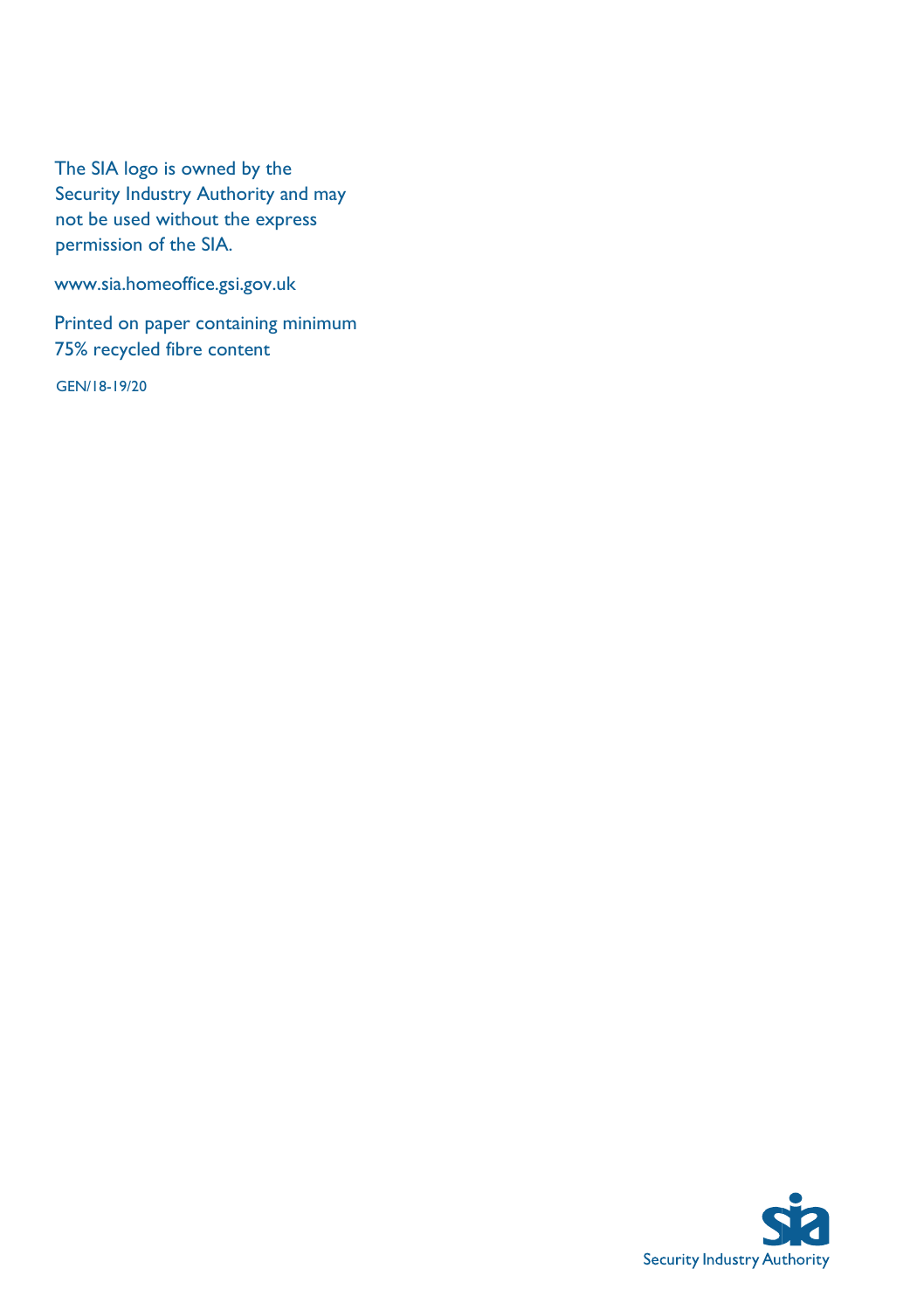The SIA logo is owned by the Security Industry Authority and may not be used without the express permission of the SIA.

www.sia.homeoffice.gsi.gov.uk

Printed on paper containing minimum 75% recycled fibre content

GEN/18-19/20

Security Industry Authority